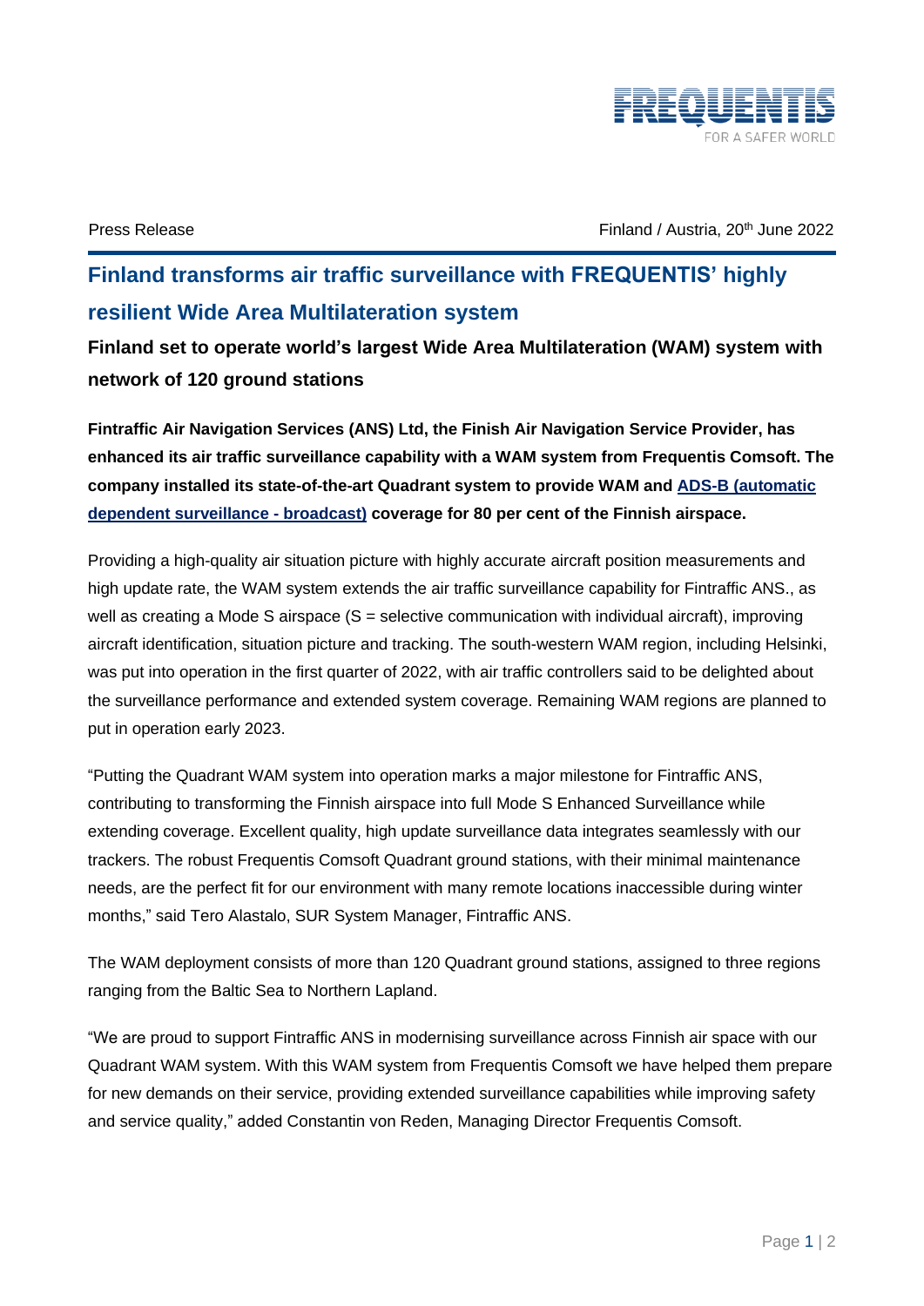Press Release

Finland / Austria, 20th June 2022

# Finland transforms air traffic surveillance with FREQUENTIS' highly resilient Wide Area Multilateration system

## Finland set to operate world's largest Wide Area Multilateration (WAM) system with network of 120 ground stations

**Fintraffic Air Navigation Services (ANS) Ltd, the Finish Air Navigation Service Provider, has enhanced its air traffic surveillance capability with a WAM system from Frequentis Comsoft. The company installed its state-of-the-art Quadrant system to provide WAM and ADS-B (automatic dependent surveillance - broadcast) coverage for 80 per cent of the Finnish airspace.**

Providing a high-quality air situation picture with highly accurate aircraft position measurements and high update rate, the WAM system extends the air traffic surveillance capability for Fintraffic ANS., as well as creating a Mode S airspace (S = selective communication with individual aircraft), improving aircraft identification, situation picture and tracking. The south-western WAM region, including Helsinki, was put into operation in the first quarter of 2022, with air traffic controllers said to be delighted about the surveillance performance and extended system coverage. Remaining WAM regions are planned to put in operation early 2023.

"Putting the Quadrant WAM system into operation marks a major milestone for Fintraffic ANS, contributing to transforming the Finnish airspace into full Mode S Enhanced Surveillance while extending coverage. Excellent quality, high update surveillance data integrates seamlessly with our trackers. The robust Frequentis Comsoft Quadrant ground stations, with their minimal maintenance needs, are the perfect fit for our environment with many remote locations inaccessible during winter months," said Tero Alastalo, SUR System Manager, Fintraffic ANS.

The WAM deployment consists of more than 120 Quadrant ground stations, assigned to three regions ranging from the Baltic Sea to Northern Lapland.

"We are proud to support Fintraffic ANS in modernising surveillance across Finnish air space with our Quadrant WAM system. With this WAM system from Frequentis Comsoft we have helped them prepare for new demands on their service, providing extended surveillance capabilities while improving safety and service quality," added Constantin von Reden, Managing Director Frequentis Comsoft.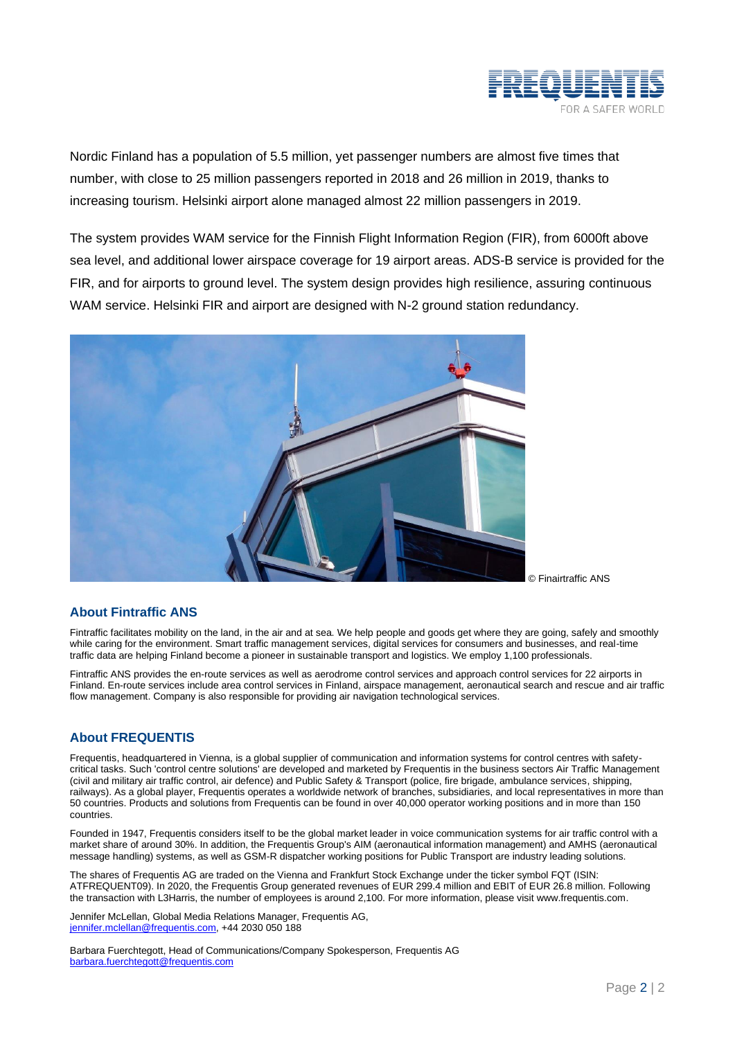Nordic Finland has a population of 5.5 million, yet passenger numbers are almost five times that number, with close to 25 million passengers reported in 2018 and 26 million in 2019, thanks to increasing tourism. Helsinki airport alone managed almost 22 million passengers in 2019.

The system provides WAM service for the Finnish Flight Information Region (FIR), from 6000ft above sea level, and additional lower airspace coverage for 19 airport areas. ADS-B service is provided for the FIR, and for airports to ground level. The system design provides high resilience, assuring continuous WAM service. Helsinki FIR and airport are designed with N-2 ground station redundancy.

© Finairtraffic ANS

## About Fintraffic ANS

Fintraffic facilitates mobility on the land, in the air and at sea. We help people and goods get where they are going, safely and smoothly while caring for the environment. Smart traffic management services, digital services for consumers and businesses, and real-time traffic data are helping Finland become a pioneer in sustainable transport and logistics. We employ 1,100 professionals.

Fintraffic ANS provides the en-route services as well as aerodrome control services and approach control services for 22 airports in Finland. En-route services include area control services in Finland, airspace management, aeronautical search and rescue and air traffic flow management. Company is also responsible for providing air navigation technological services.

## About FREQUENTIS

Frequentis, headquartered in Vienna, is a global supplier of communication and information systems for control centres with safety-critical tasks. Such 'control centre solutions' are developed and marketed by Frequentis in the business sectors Air Traffic Management (civil and military air traffic control, air defence) and Public Safety & Transport (police, fire brigade, ambulance services, shipping, railways). As a global player, Frequentis operates a worldwide network of branches, subsidiaries, and local representatives in more than 50 countries. Products and solutions from Frequentis can be found in over 40,000 operator working positions and in more than 150 countries.

Founded in 1947, Frequentis considers itself to be the global market leader in voice communication systems for air traffic control with a market share of around 30%. In addition, the Frequentis Group's AIM (aeronautical information management) and AMHS (aeronautical message handling) systems, as well as GSM-R dispatcher working positions for Public Transport are industry leading solutions.

The shares of Frequentis AG are traded on the Vienna and Frankfurt Stock Exchange under the ticker symbol FQT (ISIN: ATFREQUENT09). In 2020, the Frequentis Group generated revenues of EUR 299.4 million and EBIT of EUR 26.8 million. Following the transaction with L3Harris, the number of employees is around 2,100. For more information, please visit www.frequentis.com.

Jennifer McLellan, Global Media Relations Manager, Frequentis AG,
jennifer.mclellan@frequentis.com, +44 2030 050 188

Barbara Fuerchtegott, Head of Communications/Company Spokesperson, Frequentis AG
barbara.fuerchtegott@frequentis.com